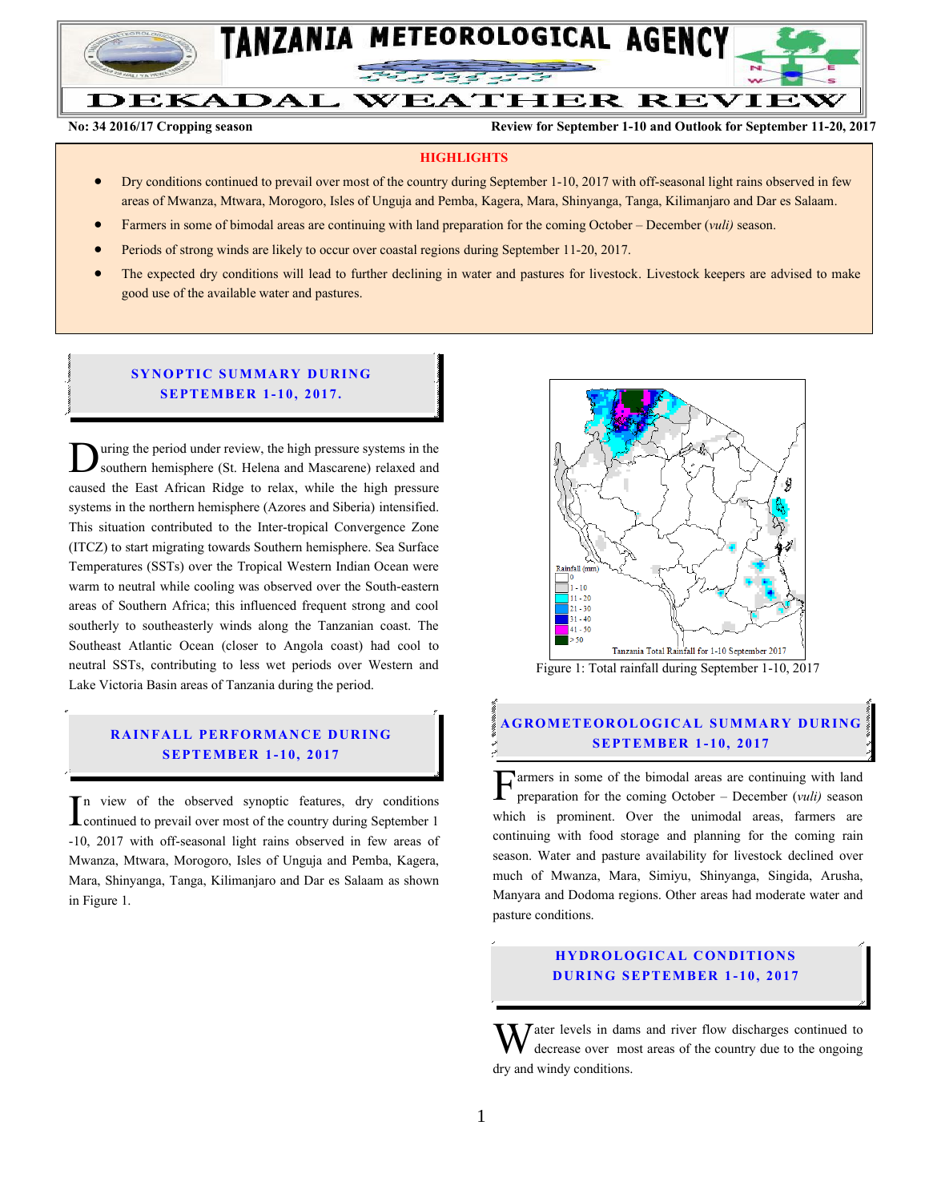# TANZANIA METEOROLOGICAL AGENCY

# DEKADAL WEATHER REVIEW

**No: 34 2016/17 Cropping season** **Review for September 1-10 and Outlook for September 11-20, 2017**

## HIGHLIGHTS

- Dry conditions continued to prevail over most of the country during September 1-10, 2017 with off-seasonal light rains observed in few areas of Mwanza, Mtwara, Morogoro, Isles of Unguja and Pemba, Kagera, Mara, Shinyanga, Tanga, Kilimanjaro and Dar es Salaam.
- Farmers in some of bimodal areas are continuing with land preparation for the coming October – December (*vuli)* season.
- Periods of strong winds are likely to occur over coastal regions during September 11-20, 2017.
- The expected dry conditions will lead to further declining in water and pastures for livestock. Livestock keepers are advised to make good use of the available water and pastures.

## SYNOPTIC SUMMARY DURING SEPTEMBER 1-10, 2017.

During the period under review, the high pressure systems in the southern hemisphere (St. Helena and Mascarene) relaxed and caused the East African Ridge to relax, while the high pressure systems in the northern hemisphere (Azores and Siberia) intensified. This situation contributed to the Inter-tropical Convergence Zone (ITCZ) to start migrating towards Southern hemisphere. Sea Surface Temperatures (SSTs) over the Tropical Western Indian Ocean were warm to neutral while cooling was observed over the South-eastern areas of Southern Africa; this influenced frequent strong and cool southerly to southeasterly winds along the Tanzanian coast. The Southeast Atlantic Ocean (closer to Angola coast) had cool to neutral SSTs, contributing to less wet periods over Western and Lake Victoria Basin areas of Tanzania during the period.

## RAINFALL PERFORMANCE DURING SEPTEMBER 1-10, 2017

In view of the observed synoptic features, dry conditions continued to prevail over most of the country during September 1 -10, 2017 with off-seasonal light rains observed in few areas of Mwanza, Mtwara, Morogoro, Isles of Unguja and Pemba, Kagera, Mara, Shinyanga, Tanga, Kilimanjaro and Dar es Salaam as shown in Figure 1.

Rainfall (mm): 0; 1 - 10; 11 - 20; 21 - 30; 31 - 40; 41 - 50; >50

Tanzania Total Rainfall for 1-10 September 2017

Figure 1: Total rainfall during September 1-10, 2017

## AGROMETEOROLOGICAL SUMMARY DURING SEPTEMBER 1-10, 2017

Farmers in some of the bimodal areas are continuing with land preparation for the coming October – December (*vuli)* season which is prominent. Over the unimodal areas, farmers are continuing with food storage and planning for the coming rain season. Water and pasture availability for livestock declined over much of Mwanza, Mara, Simiyu, Shinyanga, Singida, Arusha, Manyara and Dodoma regions. Other areas had moderate water and pasture conditions.

## HYDROLOGICAL CONDITIONS DURING SEPTEMBER 1-10, 2017

Water levels in dams and river flow discharges continued to decrease over most areas of the country due to the ongoing dry and windy conditions.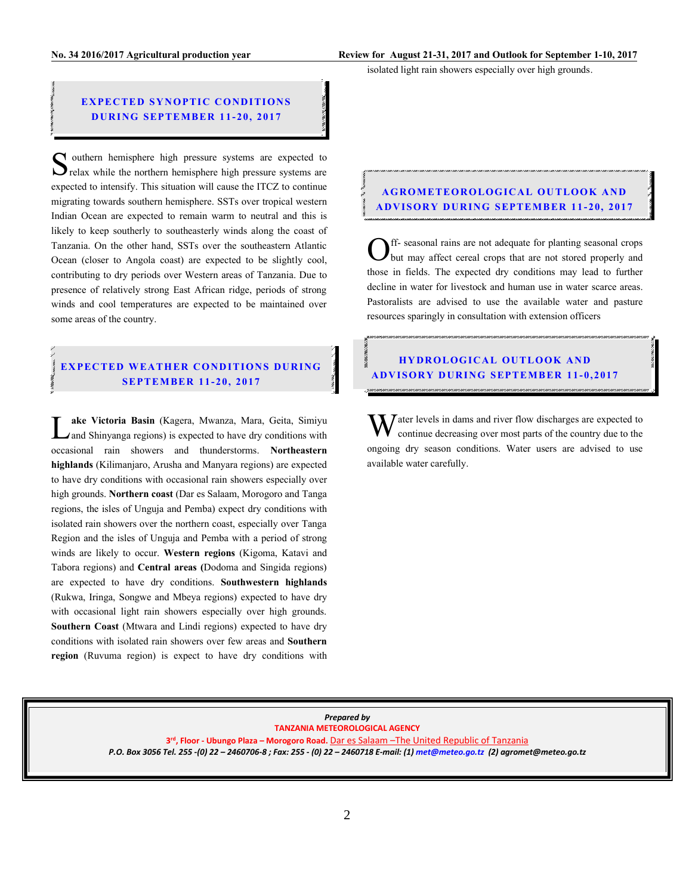isolated light rain showers especially over high grounds.

## EXPECTED SYNOPTIC CONDITIONS DURING SEPTEMBER 11-20, 2017

Southern hemisphere high pressure systems are expected to relax while the northern hemisphere high pressure systems are expected to intensify. This situation will cause the ITCZ to continue migrating towards southern hemisphere. SSTs over tropical western Indian Ocean are expected to remain warm to neutral and this is likely to keep southerly to southeasterly winds along the coast of Tanzania. On the other hand, SSTs over the southeastern Atlantic Ocean (closer to Angola coast) are expected to be slightly cool, contributing to dry periods over Western areas of Tanzania. Due to presence of relatively strong East African ridge, periods of strong winds and cool temperatures are expected to be maintained over some areas of the country.

## EXPECTED WEATHER CONDITIONS DURING SEPTEMBER 11-20, 2017

**Lake Victoria Basin** (Kagera, Mwanza, Mara, Geita, Simiyu and Shinyanga regions) is expected to have dry conditions with occasional rain showers and thunderstorms. **Northeastern highlands** (Kilimanjaro, Arusha and Manyara regions) are expected to have dry conditions with occasional rain showers especially over high grounds. **Northern coast** (Dar es Salaam, Morogoro and Tanga regions, the isles of Unguja and Pemba) expect dry conditions with isolated rain showers over the northern coast, especially over Tanga Region and the isles of Unguja and Pemba with a period of strong winds are likely to occur. **Western regions** (Kigoma, Katavi and Tabora regions) and **Central areas (**Dodoma and Singida regions) are expected to have dry conditions. **Southwestern highlands** (Rukwa, Iringa, Songwe and Mbeya regions) expected to have dry with occasional light rain showers especially over high grounds. **Southern Coast** (Mtwara and Lindi regions) expected to have dry conditions with isolated rain showers over few areas and **Southern region** (Ruvuma region) is expect to have dry conditions with isolated light rain showers especially over high grounds.

## AGROMETEOROLOGICAL OUTLOOK AND ADVISORY DURING SEPTEMBER 11-20, 2017

Off- seasonal rains are not adequate for planting seasonal crops but may affect cereal crops that are not stored properly and those in fields. The expected dry conditions may lead to further decline in water for livestock and human use in water scarce areas. Pastoralists are advised to use the available water and pasture resources sparingly in consultation with extension officers

## HYDROLOGICAL OUTLOOK AND ADVISORY DURING SEPTEMBER 11-0,2017

Water levels in dams and river flow discharges are expected to continue decreasing over most parts of the country due to the ongoing dry season conditions. Water users are advised to use available water carefully.

*Prepared by*
**TANZANIA METEOROLOGICAL AGENCY**
**3rd, Floor - Ubungo Plaza – Morogoro Road.** Dar es Salaam –The United Republic of Tanzania
*P.O. Box 3056 Tel. 255 -(0) 22 – 2460706-8 ; Fax: 255 - (0) 22 – 2460718 E-mail: (1) met@meteo.go.tz (2) agromet@meteo.go.tz*